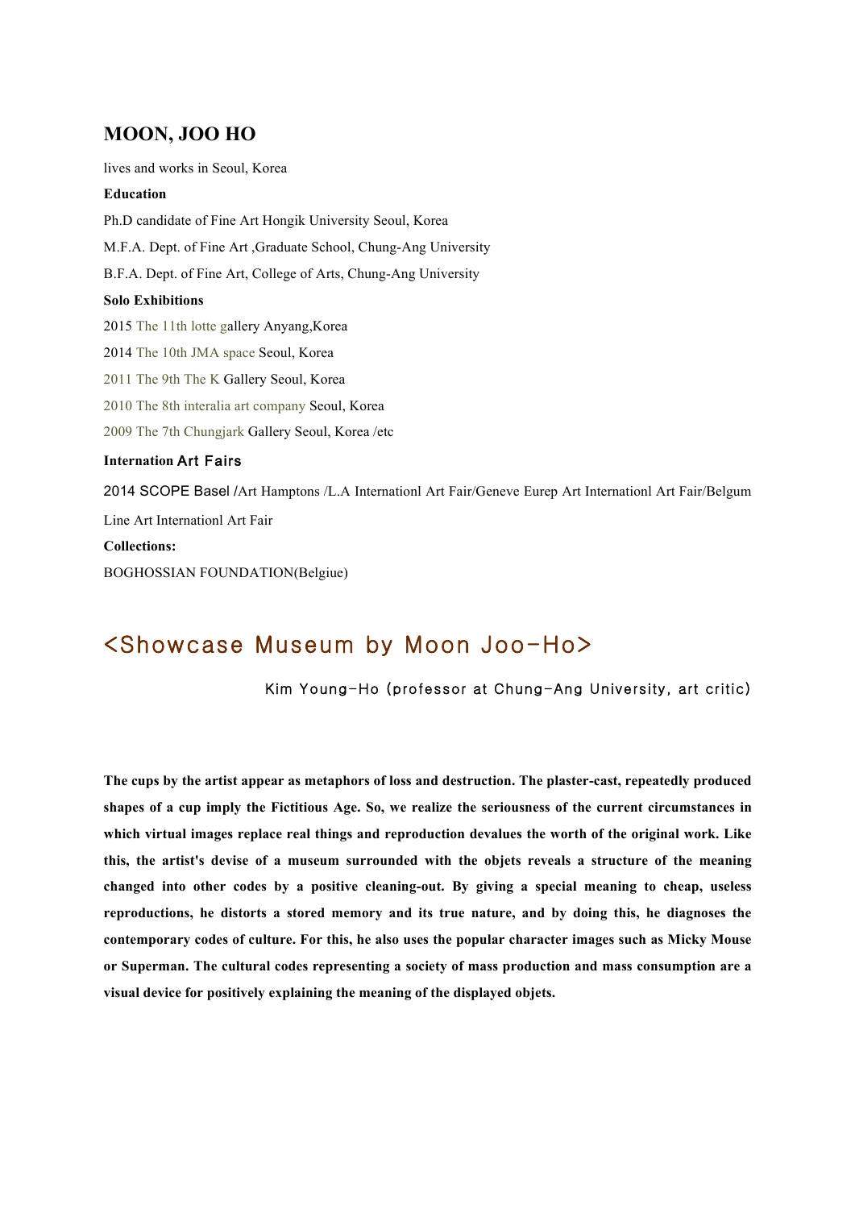# MOON, JOO HO

lives and works in Seoul, Korea

**Education**

Ph.D candidate of Fine Art Hongik University Seoul, Korea

M.F.A. Dept. of Fine Art ,Graduate School, Chung-Ang University

B.F.A. Dept. of Fine Art, College of Arts, Chung-Ang University

**Solo Exhibitions**

2015 The 11th lotte gallery Anyang,Korea

2014 The 10th JMA space Seoul, Korea

2011 The 9th The K Gallery Seoul, Korea

2010 The 8th interalia art company Seoul, Korea

2009 The 7th Chungjark Gallery Seoul, Korea /etc

**Internation Art Fairs**

2014 SCOPE Basel /Art Hamptons /L.A Internationl Art Fair/Geneve Eurep Art Internationl Art Fair/Belgum Line Art Internationl Art Fair

**Collections:**

BOGHOSSIAN FOUNDATION(Belgiue)

## <Showcase Museum by Moon Joo-Ho>

Kim Young-Ho (professor at Chung-Ang University, art critic)

**The cups by the artist appear as metaphors of loss and destruction. The plaster-cast, repeatedly produced shapes of a cup imply the Fictitious Age. So, we realize the seriousness of the current circumstances in which virtual images replace real things and reproduction devalues the worth of the original work. Like this, the artist's devise of a museum surrounded with the objets reveals a structure of the meaning changed into other codes by a positive cleaning-out. By giving a special meaning to cheap, useless reproductions, he distorts a stored memory and its true nature, and by doing this, he diagnoses the contemporary codes of culture. For this, he also uses the popular character images such as Micky Mouse or Superman. The cultural codes representing a society of mass production and mass consumption are a visual device for positively explaining the meaning of the displayed objets.**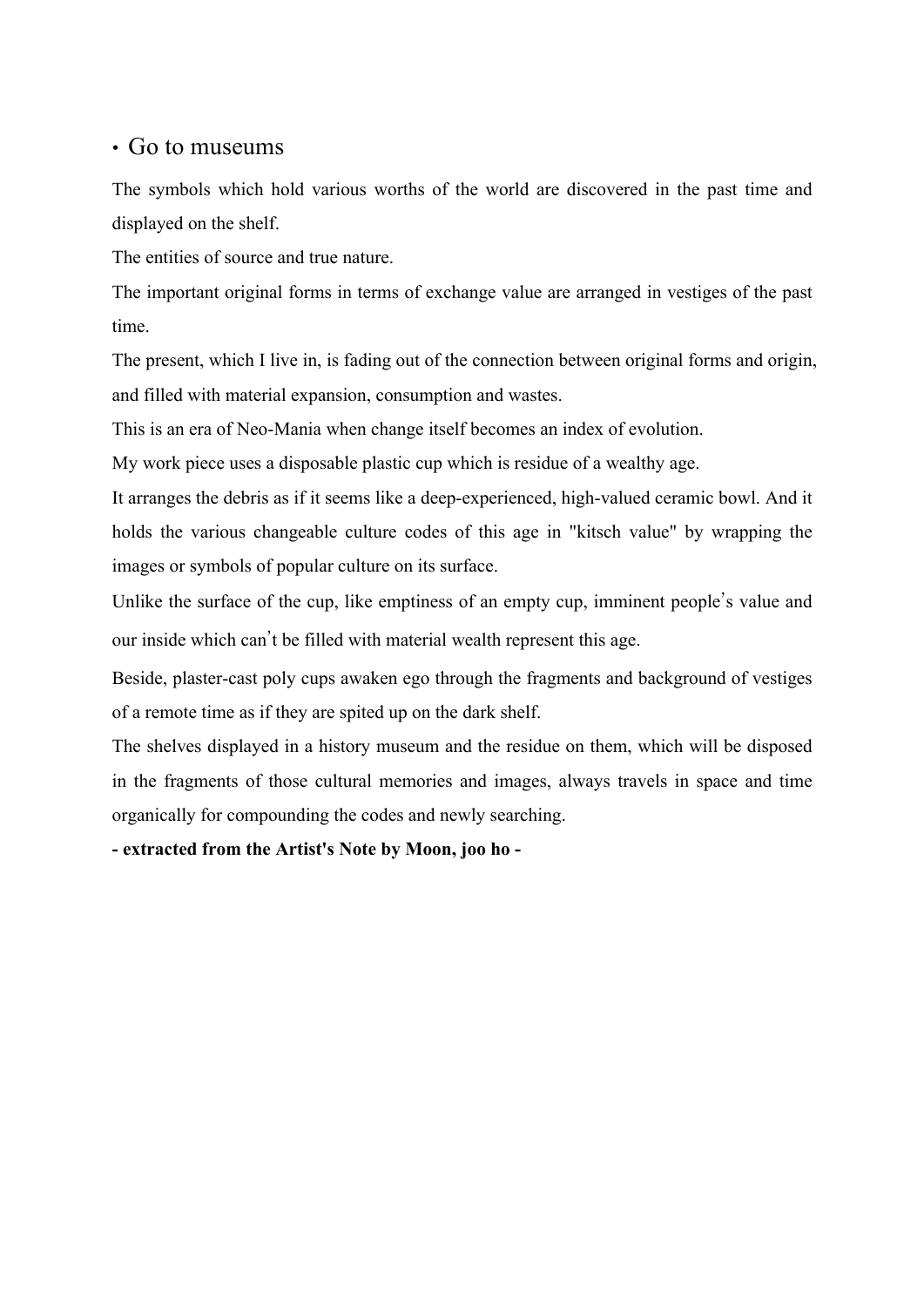## • Go to museums

The symbols which hold various worths of the world are discovered in the past time and displayed on the shelf.

The entities of source and true nature.

The important original forms in terms of exchange value are arranged in vestiges of the past time.

The present, which I live in, is fading out of the connection between original forms and origin, and filled with material expansion, consumption and wastes.

This is an era of Neo-Mania when change itself becomes an index of evolution.

My work piece uses a disposable plastic cup which is residue of a wealthy age.

It arranges the debris as if it seems like a deep-experienced, high-valued ceramic bowl. And it holds the various changeable culture codes of this age in "kitsch value" by wrapping the images or symbols of popular culture on its surface.

Unlike the surface of the cup, like emptiness of an empty cup, imminent people's value and our inside which can't be filled with material wealth represent this age.

Beside, plaster-cast poly cups awaken ego through the fragments and background of vestiges of a remote time as if they are spited up on the dark shelf.

The shelves displayed in a history museum and the residue on them, which will be disposed in the fragments of those cultural memories and images, always travels in space and time organically for compounding the codes and newly searching.

**- extracted from the Artist's Note by Moon, joo ho -**